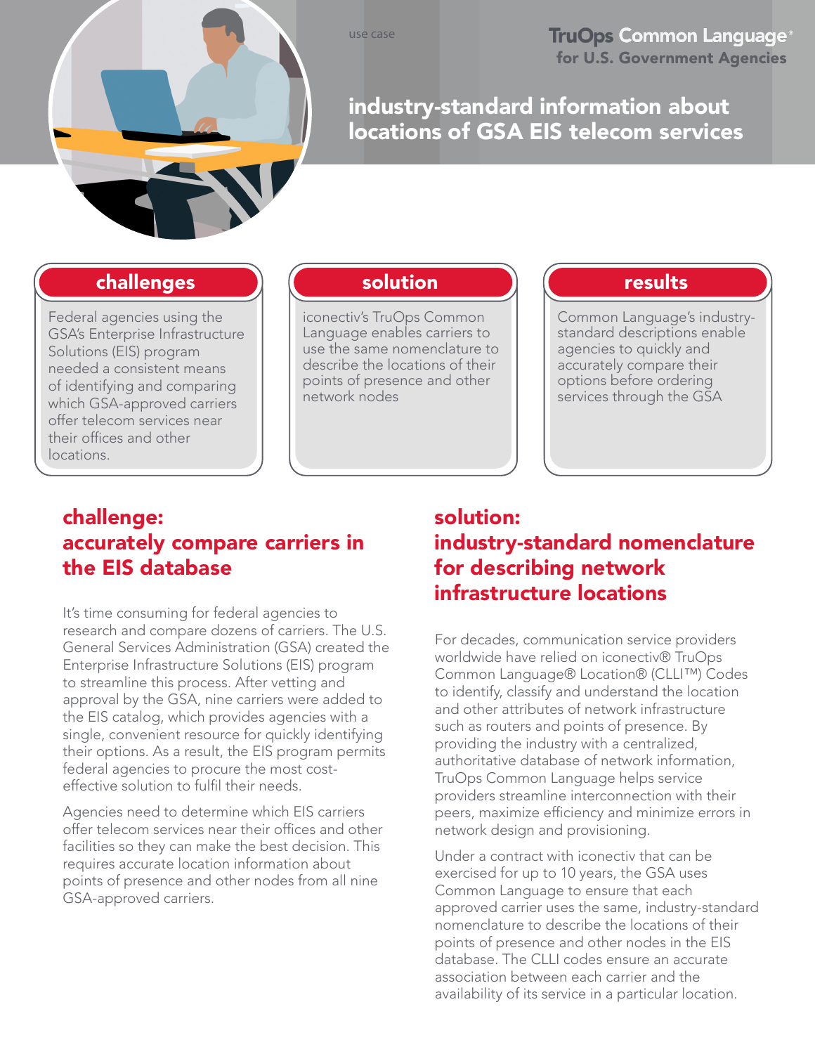use case

**TruOps Common Language®**
**for U.S. Government Agencies**

# industry-standard information about locations of GSA EIS telecom services

### challenges

Federal agencies using the GSA's Enterprise Infrastructure Solutions (EIS) program needed a consistent means of identifying and comparing which GSA-approved carriers offer telecom services near their offices and other locations.

### solution

iconectiv's TruOps Common Language enables carriers to use the same nomenclature to describe the locations of their points of presence and other network nodes

### results

Common Language's industry-standard descriptions enable agencies to quickly and accurately compare their options before ordering services through the GSA

## challenge: accurately compare carriers in the EIS database

It's time consuming for federal agencies to research and compare dozens of carriers. The U.S. General Services Administration (GSA) created the Enterprise Infrastructure Solutions (EIS) program to streamline this process. After vetting and approval by the GSA, nine carriers were added to the EIS catalog, which provides agencies with a single, convenient resource for quickly identifying their options. As a result, the EIS program permits federal agencies to procure the most cost-effective solution to fulfil their needs.

Agencies need to determine which EIS carriers offer telecom services near their offices and other facilities so they can make the best decision. This requires accurate location information about points of presence and other nodes from all nine GSA-approved carriers.

## solution: industry-standard nomenclature for describing network infrastructure locations

For decades, communication service providers worldwide have relied on iconectiv® TruOps Common Language® Location® (CLLI™) Codes to identify, classify and understand the location and other attributes of network infrastructure such as routers and points of presence. By providing the industry with a centralized, authoritative database of network information, TruOps Common Language helps service providers streamline interconnection with their peers, maximize efficiency and minimize errors in network design and provisioning.

Under a contract with iconectiv that can be exercised for up to 10 years, the GSA uses Common Language to ensure that each approved carrier uses the same, industry-standard nomenclature to describe the locations of their points of presence and other nodes in the EIS database. The CLLI codes ensure an accurate association between each carrier and the availability of its service in a particular location.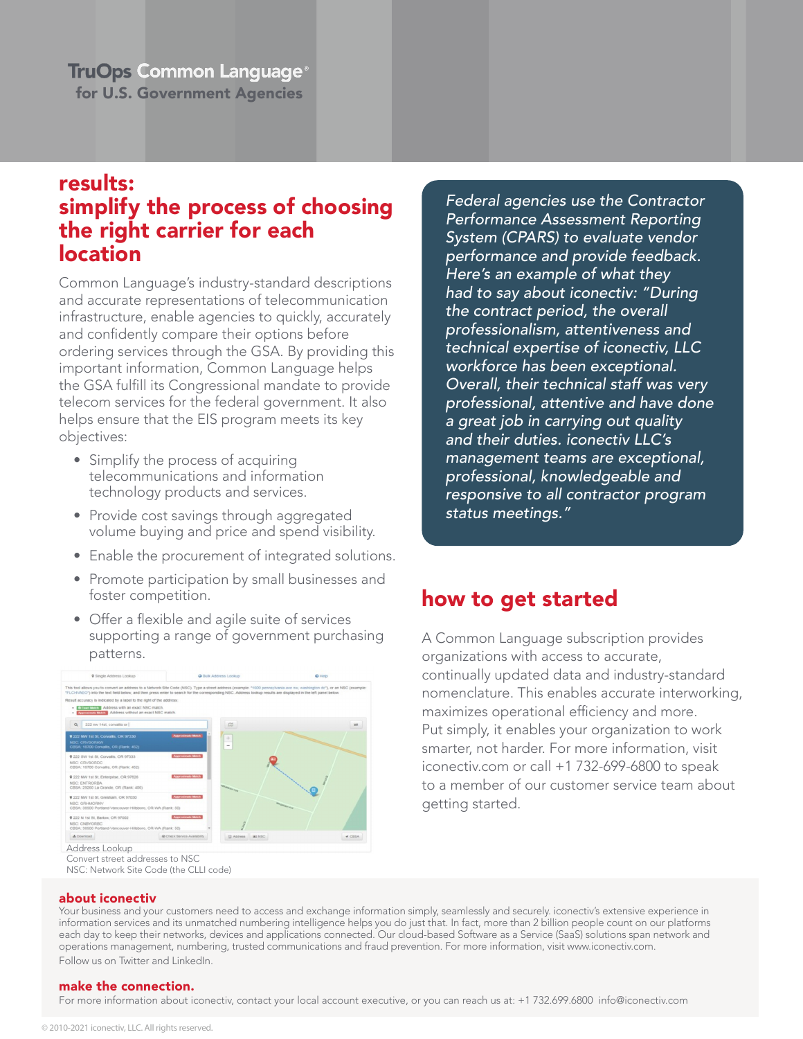TruOps Common Language®
for U.S. Government Agencies

## results:
## simplify the process of choosing the right carrier for each location

Common Language's industry-standard descriptions and accurate representations of telecommunication infrastructure, enable agencies to quickly, accurately and confidently compare their options before ordering services through the GSA. By providing this important information, Common Language helps the GSA fulfill its Congressional mandate to provide telecom services for the federal government. It also helps ensure that the EIS program meets its key objectives:

- Simplify the process of acquiring telecommunications and information technology products and services.
- Provide cost savings through aggregated volume buying and price and spend visibility.
- Enable the procurement of integrated solutions.
- Promote participation by small businesses and foster competition.
- Offer a flexible and agile suite of services supporting a range of government purchasing patterns.

Address Lookup
Convert street addresses to NSC
NSC: Network Site Code (the CLLI code)

*Federal agencies use the Contractor Performance Assessment Reporting System (CPARS) to evaluate vendor performance and provide feedback. Here's an example of what they had to say about iconectiv: "During the contract period, the overall professionalism, attentiveness and technical expertise of iconectiv, LLC workforce has been exceptional. Overall, their technical staff was very professional, attentive and have done a great job in carrying out quality and their duties. iconectiv LLC's management teams are exceptional, professional, knowledgeable and responsive to all contractor program status meetings."*

## how to get started

A Common Language subscription provides organizations with access to accurate, continually updated data and industry-standard nomenclature. This enables accurate interworking, maximizes operational efficiency and more. Put simply, it enables your organization to work smarter, not harder. For more information, visit iconectiv.com or call +1 732-699-6800 to speak to a member of our customer service team about getting started.

### about iconectiv

Your business and your customers need to access and exchange information simply, seamlessly and securely. iconectiv's extensive experience in information services and its unmatched numbering intelligence helps you do just that. In fact, more than 2 billion people count on our platforms each day to keep their networks, devices and applications connected. Our cloud-based Software as a Service (SaaS) solutions span network and operations management, numbering, trusted communications and fraud prevention. For more information, visit www.iconectiv.com.
Follow us on Twitter and LinkedIn.

### make the connection.

For more information about iconectiv, contact your local account executive, or you can reach us at: +1 732.699.6800 info@iconectiv.com

© 2010-2021 iconectiv, LLC. All rights reserved.